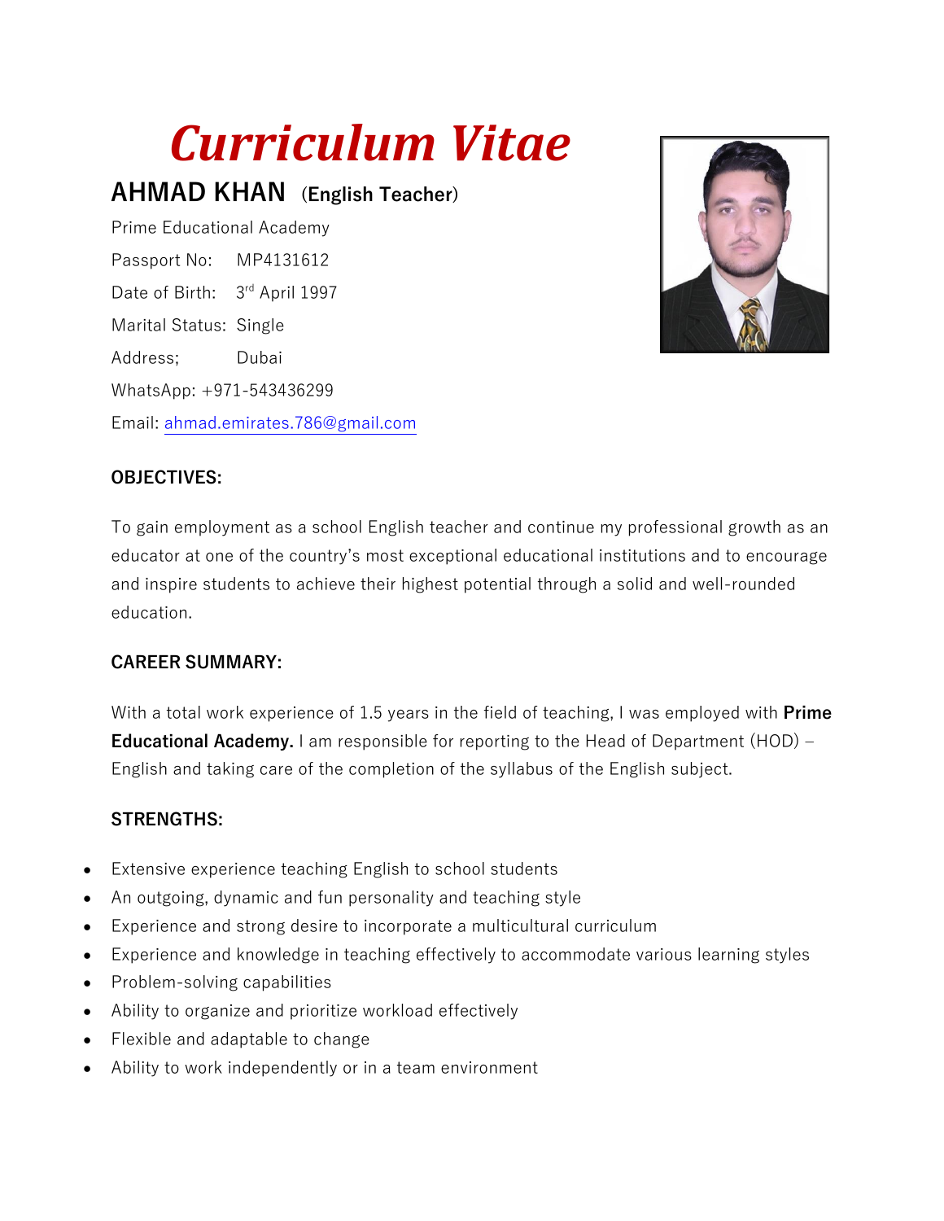# *Curriculum Vitae*

## AHMAD KHAN (English Teacher)

Prime Educational Academy

Passport No: MP4131612

Date of Birth: 3rd April 1997

Marital Status: Single

Address; Dubai

WhatsApp: +971-543436299

Email: ahmad.emirates.786@gmail.com

### OBJECTIVES:

To gain employment as a school English teacher and continue my professional growth as an educator at one of the country's most exceptional educational institutions and to encourage and inspire students to achieve their highest potential through a solid and well-rounded education.

### CAREER SUMMARY:

With a total work experience of 1.5 years in the field of teaching, I was employed with **Prime Educational Academy.** I am responsible for reporting to the Head of Department (HOD) – English and taking care of the completion of the syllabus of the English subject.

### STRENGTHS:

- Extensive experience teaching English to school students
- An outgoing, dynamic and fun personality and teaching style
- Experience and strong desire to incorporate a multicultural curriculum
- Experience and knowledge in teaching effectively to accommodate various learning styles
- Problem-solving capabilities
- Ability to organize and prioritize workload effectively
- Flexible and adaptable to change
- Ability to work independently or in a team environment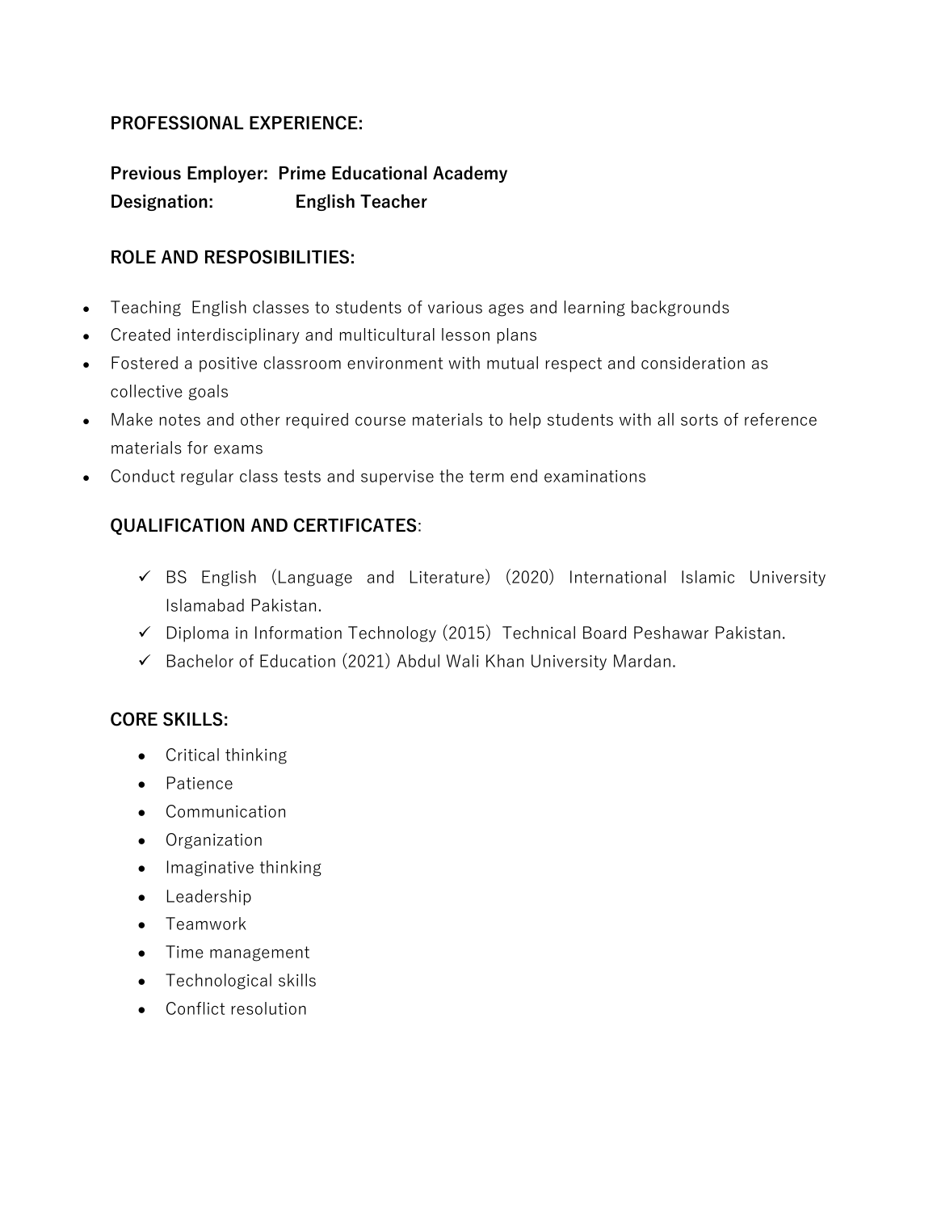## PROFESSIONAL EXPERIENCE:

**Previous Employer: Prime Educational Academy**
**Designation: English Teacher**

## ROLE AND RESPOSIBILITIES:

- Teaching English classes to students of various ages and learning backgrounds
- Created interdisciplinary and multicultural lesson plans
- Fostered a positive classroom environment with mutual respect and consideration as collective goals
- Make notes and other required course materials to help students with all sorts of reference materials for exams
- Conduct regular class tests and supervise the term end examinations

## QUALIFICATION AND CERTIFICATES:

- ✓ BS English (Language and Literature) (2020) International Islamic University Islamabad Pakistan.
- ✓ Diploma in Information Technology (2015) Technical Board Peshawar Pakistan.
- ✓ Bachelor of Education (2021) Abdul Wali Khan University Mardan.

## CORE SKILLS:

- Critical thinking
- Patience
- Communication
- Organization
- Imaginative thinking
- Leadership
- Teamwork
- Time management
- Technological skills
- Conflict resolution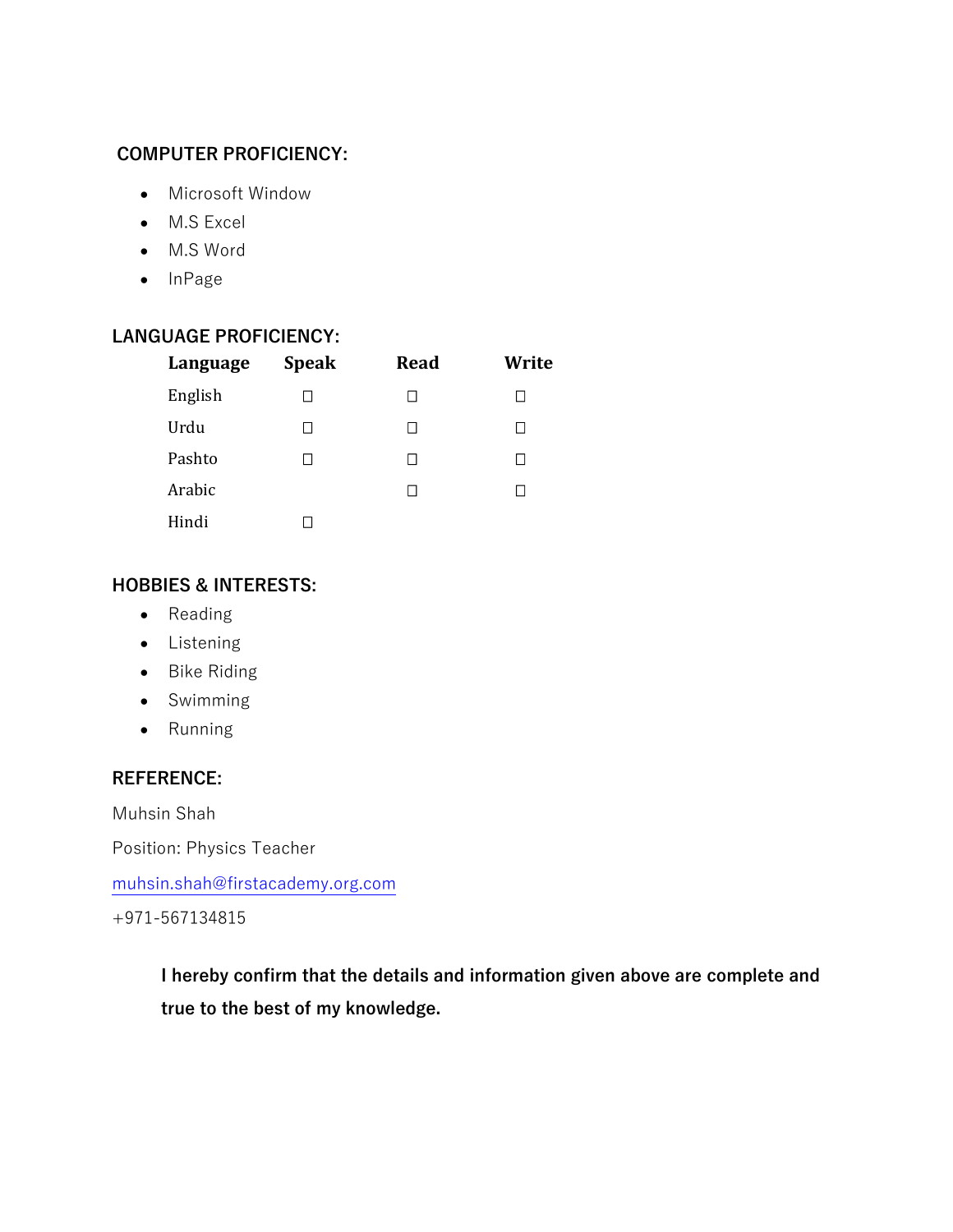## COMPUTER PROFICIENCY:

- Microsoft Window
- M.S Excel
- M.S Word
- InPage

## LANGUAGE PROFICIENCY:

| Language | Speak | Read | Write |
|---|---|---|---|
| English | □ | □ | □ |
| Urdu | □ | □ | □ |
| Pashto | □ | □ | □ |
| Arabic | | □ | □ |
| Hindi | □ | | |

## HOBBIES & INTERESTS:

- Reading
- Listening
- Bike Riding
- Swimming
- Running

## REFERENCE:

Muhsin Shah

Position: Physics Teacher

muhsin.shah@firstacademy.org.com

+971-567134815

**I hereby confirm that the details and information given above are complete and true to the best of my knowledge.**